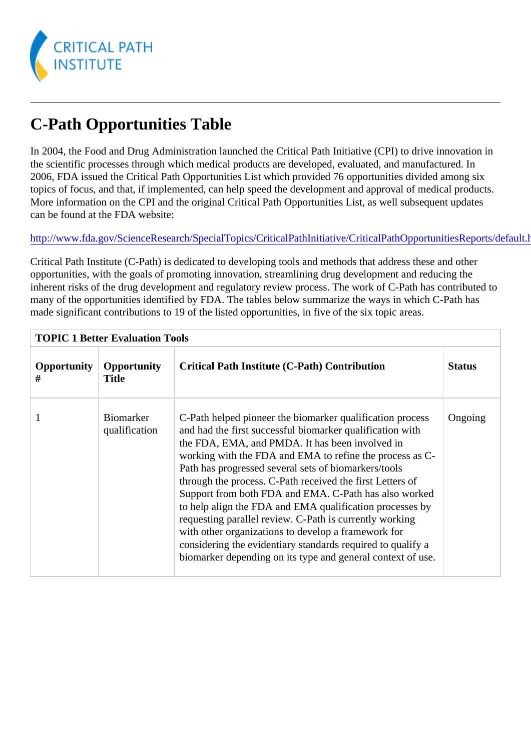# C-Path Opportunities Table

In 2004, the Food and Drug Administration launched the Critical Path Initiative (CPI) to drive innovation in the scientific processes through which medical products are developed, evaluated, and manufactured. In 2006, FDA issued the Critical Path Opportunities List which provided 76 opportunities divided among six topics of focus, and that, if implemented, can help speed the development and approval of medical products. More information on the CPI and the original Critical Path Opportunities List, as well subsequent updates can be found at the FDA website:

http://www.fda.gov/ScienceResearch/SpecialTopics/CriticalPathInitiative/CriticalPathOpportunitiesReports/default.h

Critical Path Institute (C-Path) is dedicated to developing tools and methods that address these and other opportunities, with the goals of promoting innovation, streamlining drug development and reducing the inherent risks of the drug development and regulatory review process. The work of C-Path has contributed to many of the opportunities identified by FDA. The tables below summarize the ways in which C-Path has made significant contributions to 19 of the listed opportunities, in five of the six topic areas.

| TOPIC 1 Better Evaluation Tools | | | |
|---|---|---|---|
| **Opportunity #** | **Opportunity Title** | **Critical Path Institute (C-Path) Contribution** | **Status** |
| 1 | Biomarker qualification | C-Path helped pioneer the biomarker qualification process and had the first successful biomarker qualification with the FDA, EMA, and PMDA. It has been involved in working with the FDA and EMA to refine the process as C-Path has progressed several sets of biomarkers/tools through the process. C-Path received the first Letters of Support from both FDA and EMA. C-Path has also worked to help align the FDA and EMA qualification processes by requesting parallel review. C-Path is currently working with other organizations to develop a framework for considering the evidentiary standards required to qualify a biomarker depending on its type and general context of use. | Ongoing |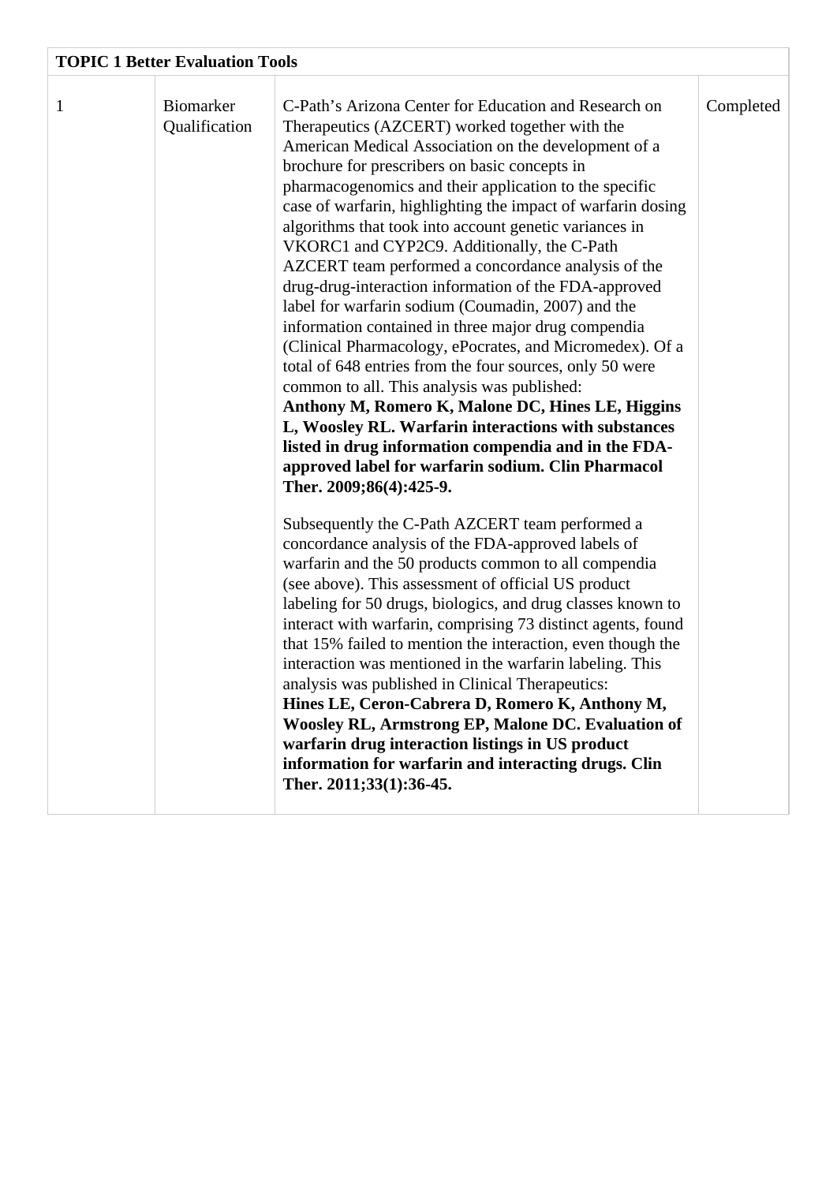| TOPIC 1 Better Evaluation Tools | | | |
|---|---|---|---|
| 1 | Biomarker Qualification | C-Path's Arizona Center for Education and Research on Therapeutics (AZCERT) worked together with the American Medical Association on the development of a brochure for prescribers on basic concepts in pharmacogenomics and their application to the specific case of warfarin, highlighting the impact of warfarin dosing algorithms that took into account genetic variances in VKORC1 and CYP2C9. Additionally, the C-Path AZCERT team performed a concordance analysis of the drug-drug-interaction information of the FDA-approved label for warfarin sodium (Coumadin, 2007) and the information contained in three major drug compendia (Clinical Pharmacology, ePocrates, and Micromedex). Of a total of 648 entries from the four sources, only 50 were common to all. This analysis was published: **Anthony M, Romero K, Malone DC, Hines LE, Higgins L, Woosley RL. Warfarin interactions with substances listed in drug information compendia and in the FDA-approved label for warfarin sodium. Clin Pharmacol Ther. 2009;86(4):425-9.**<br><br>Subsequently the C-Path AZCERT team performed a concordance analysis of the FDA-approved labels of warfarin and the 50 products common to all compendia (see above). This assessment of official US product labeling for 50 drugs, biologics, and drug classes known to interact with warfarin, comprising 73 distinct agents, found that 15% failed to mention the interaction, even though the interaction was mentioned in the warfarin labeling. This analysis was published in Clinical Therapeutics: **Hines LE, Ceron-Cabrera D, Romero K, Anthony M, Woosley RL, Armstrong EP, Malone DC. Evaluation of warfarin drug interaction listings in US product information for warfarin and interacting drugs. Clin Ther. 2011;33(1):36-45.** | Completed |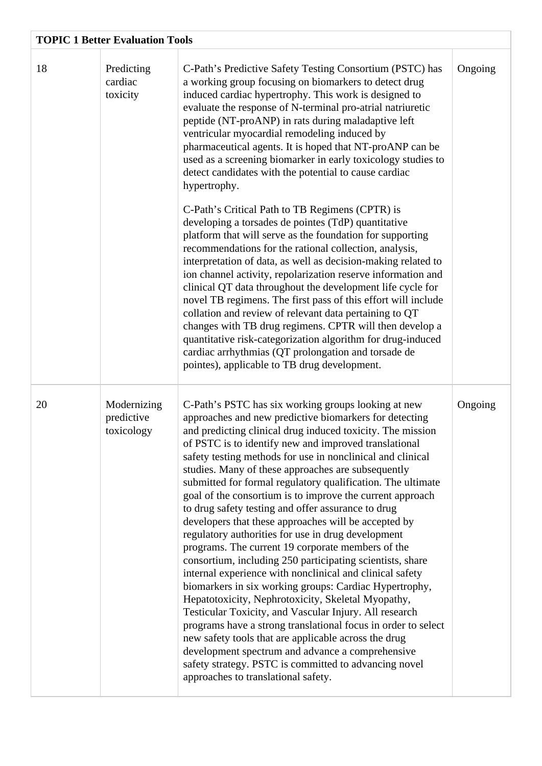| TOPIC 1 Better Evaluation Tools | | | |
|---|---|---|---|
| 18 | Predicting cardiac toxicity | C-Path's Predictive Safety Testing Consortium (PSTC) has a working group focusing on biomarkers to detect drug induced cardiac hypertrophy. This work is designed to evaluate the response of N-terminal pro-atrial natriuretic peptide (NT-proANP) in rats during maladaptive left ventricular myocardial remodeling induced by pharmaceutical agents. It is hoped that NT-proANP can be used as a screening biomarker in early toxicology studies to detect candidates with the potential to cause cardiac hypertrophy.<br><br>C-Path's Critical Path to TB Regimens (CPTR) is developing a torsades de pointes (TdP) quantitative platform that will serve as the foundation for supporting recommendations for the rational collection, analysis, interpretation of data, as well as decision-making related to ion channel activity, repolarization reserve information and clinical QT data throughout the development life cycle for novel TB regimens. The first pass of this effort will include collation and review of relevant data pertaining to QT changes with TB drug regimens. CPTR will then develop a quantitative risk-categorization algorithm for drug-induced cardiac arrhythmias (QT prolongation and torsade de pointes), applicable to TB drug development. | Ongoing |
| 20 | Modernizing predictive toxicology | C-Path's PSTC has six working groups looking at new approaches and new predictive biomarkers for detecting and predicting clinical drug induced toxicity. The mission of PSTC is to identify new and improved translational safety testing methods for use in nonclinical and clinical studies. Many of these approaches are subsequently submitted for formal regulatory qualification. The ultimate goal of the consortium is to improve the current approach to drug safety testing and offer assurance to drug developers that these approaches will be accepted by regulatory authorities for use in drug development programs. The current 19 corporate members of the consortium, including 250 participating scientists, share internal experience with nonclinical and clinical safety biomarkers in six working groups: Cardiac Hypertrophy, Hepatotoxicity, Nephrotoxicity, Skeletal Myopathy, Testicular Toxicity, and Vascular Injury. All research programs have a strong translational focus in order to select new safety tools that are applicable across the drug development spectrum and advance a comprehensive safety strategy. PSTC is committed to advancing novel approaches to translational safety. | Ongoing |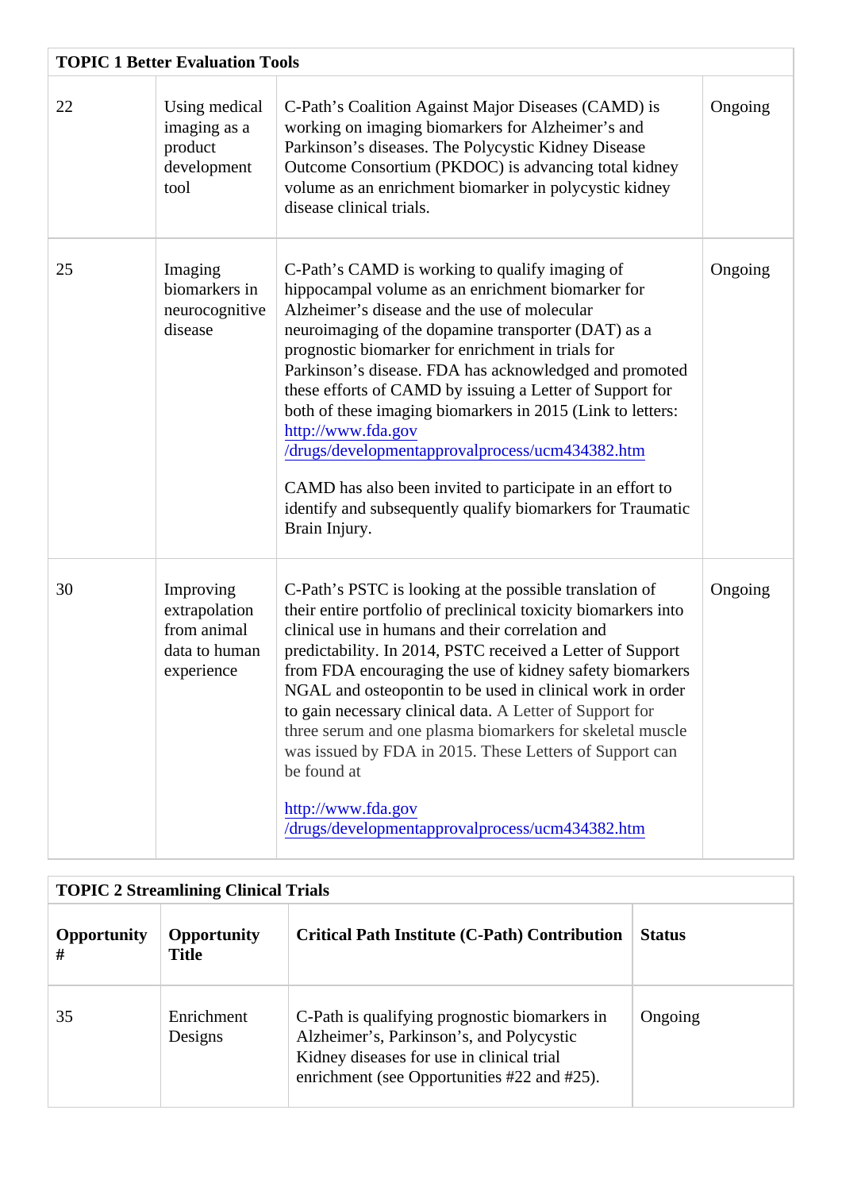| TOPIC 1 Better Evaluation Tools | | | |
|---|---|---|---|
| 22 | Using medical imaging as a product development tool | C-Path's Coalition Against Major Diseases (CAMD) is working on imaging biomarkers for Alzheimer's and Parkinson's diseases. The Polycystic Kidney Disease Outcome Consortium (PKDOC) is advancing total kidney volume as an enrichment biomarker in polycystic kidney disease clinical trials. | Ongoing |
| 25 | Imaging biomarkers in neurocognitive disease | C-Path's CAMD is working to qualify imaging of hippocampal volume as an enrichment biomarker for Alzheimer's disease and the use of molecular neuroimaging of the dopamine transporter (DAT) as a prognostic biomarker for enrichment in trials for Parkinson's disease. FDA has acknowledged and promoted these efforts of CAMD by issuing a Letter of Support for both of these imaging biomarkers in 2015 (Link to letters: http://www.fda.gov/drugs/developmentapprovalprocess/ucm434382.htm<br><br>CAMD has also been invited to participate in an effort to identify and subsequently qualify biomarkers for Traumatic Brain Injury. | Ongoing |
| 30 | Improving extrapolation from animal data to human experience | C-Path's PSTC is looking at the possible translation of their entire portfolio of preclinical toxicity biomarkers into clinical use in humans and their correlation and predictability. In 2014, PSTC received a Letter of Support from FDA encouraging the use of kidney safety biomarkers NGAL and osteopontin to be used in clinical work in order to gain necessary clinical data. A Letter of Support for three serum and one plasma biomarkers for skeletal muscle was issued by FDA in 2015. These Letters of Support can be found at<br><br>http://www.fda.gov/drugs/developmentapprovalprocess/ucm434382.htm | Ongoing |

| TOPIC 2 Streamlining Clinical Trials | | | |
|---|---|---|---|
| **Opportunity #** | **Opportunity Title** | **Critical Path Institute (C-Path) Contribution** | **Status** |
| 35 | Enrichment Designs | C-Path is qualifying prognostic biomarkers in Alzheimer's, Parkinson's, and Polycystic Kidney diseases for use in clinical trial enrichment (see Opportunities #22 and #25). | Ongoing |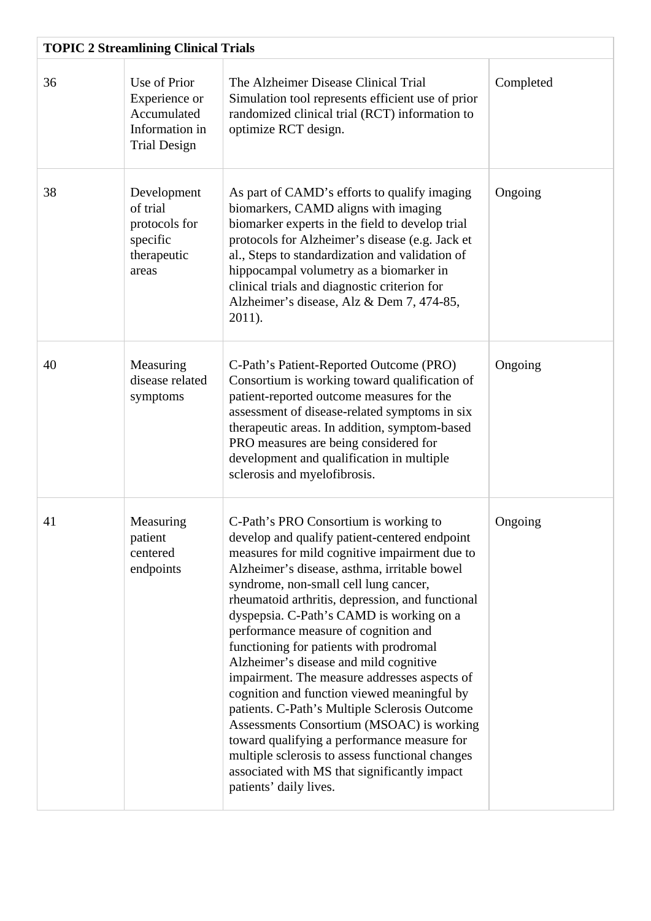| TOPIC 2 Streamlining Clinical Trials | | | |
|---|---|---|---|
| 36 | Use of Prior Experience or Accumulated Information in Trial Design | The Alzheimer Disease Clinical Trial Simulation tool represents efficient use of prior randomized clinical trial (RCT) information to optimize RCT design. | Completed |
| 38 | Development of trial protocols for specific therapeutic areas | As part of CAMD's efforts to qualify imaging biomarkers, CAMD aligns with imaging biomarker experts in the field to develop trial protocols for Alzheimer's disease (e.g. Jack et al., Steps to standardization and validation of hippocampal volumetry as a biomarker in clinical trials and diagnostic criterion for Alzheimer's disease, Alz & Dem 7, 474-85, 2011). | Ongoing |
| 40 | Measuring disease related symptoms | C-Path's Patient-Reported Outcome (PRO) Consortium is working toward qualification of patient-reported outcome measures for the assessment of disease-related symptoms in six therapeutic areas. In addition, symptom-based PRO measures are being considered for development and qualification in multiple sclerosis and myelofibrosis. | Ongoing |
| 41 | Measuring patient centered endpoints | C-Path's PRO Consortium is working to develop and qualify patient-centered endpoint measures for mild cognitive impairment due to Alzheimer's disease, asthma, irritable bowel syndrome, non-small cell lung cancer, rheumatoid arthritis, depression, and functional dyspepsia. C-Path's CAMD is working on a performance measure of cognition and functioning for patients with prodromal Alzheimer's disease and mild cognitive impairment. The measure addresses aspects of cognition and function viewed meaningful by patients. C-Path's Multiple Sclerosis Outcome Assessments Consortium (MSOAC) is working toward qualifying a performance measure for multiple sclerosis to assess functional changes associated with MS that significantly impact patients' daily lives. | Ongoing |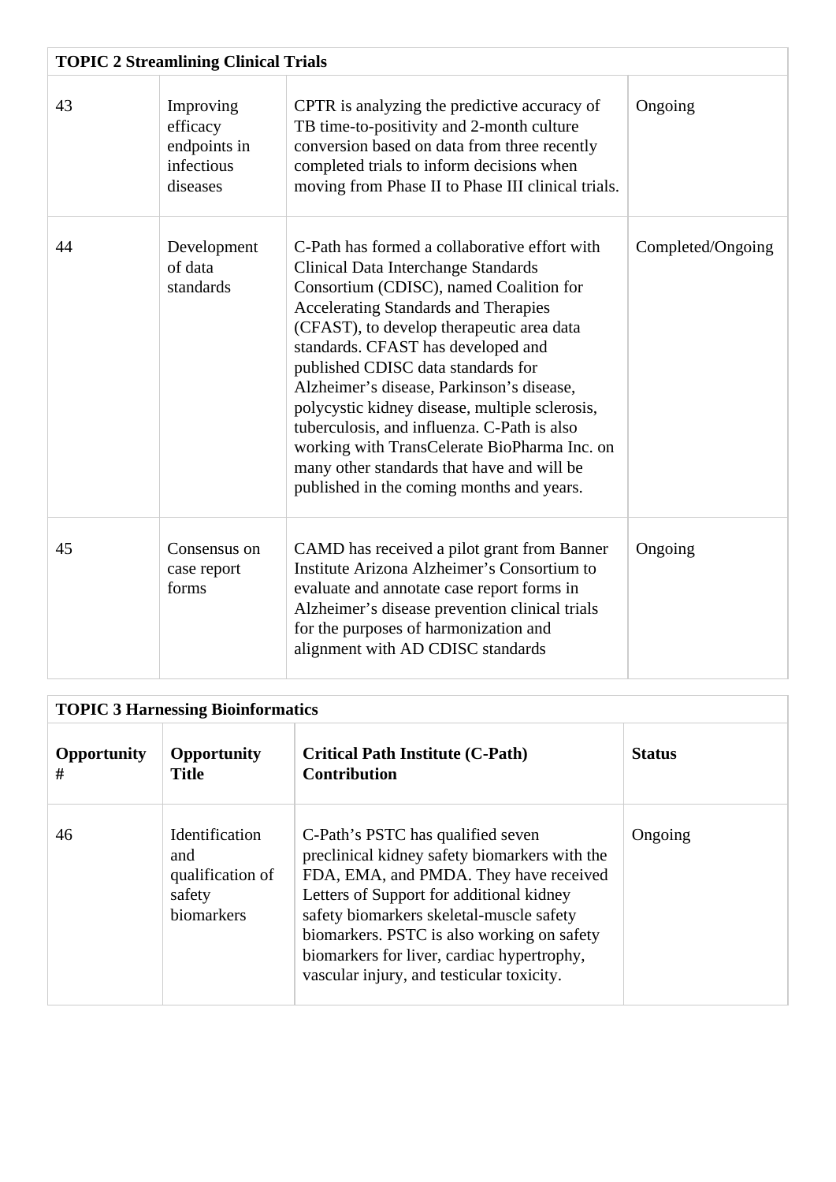| TOPIC 2 Streamlining Clinical Trials | | | |
|---|---|---|---|
| 43 | Improving efficacy endpoints in infectious diseases | CPTR is analyzing the predictive accuracy of TB time-to-positivity and 2-month culture conversion based on data from three recently completed trials to inform decisions when moving from Phase II to Phase III clinical trials. | Ongoing |
| 44 | Development of data standards | C-Path has formed a collaborative effort with Clinical Data Interchange Standards Consortium (CDISC), named Coalition for Accelerating Standards and Therapies (CFAST), to develop therapeutic area data standards. CFAST has developed and published CDISC data standards for Alzheimer's disease, Parkinson's disease, polycystic kidney disease, multiple sclerosis, tuberculosis, and influenza. C-Path is also working with TransCelerate BioPharma Inc. on many other standards that have and will be published in the coming months and years. | Completed/Ongoing |
| 45 | Consensus on case report forms | CAMD has received a pilot grant from Banner Institute Arizona Alzheimer's Consortium to evaluate and annotate case report forms in Alzheimer's disease prevention clinical trials for the purposes of harmonization and alignment with AD CDISC standards | Ongoing |

| TOPIC 3 Harnessing Bioinformatics | | | |
|---|---|---|---|
| **Opportunity #** | **Opportunity Title** | **Critical Path Institute (C-Path) Contribution** | **Status** |
| 46 | Identification and qualification of safety biomarkers | C-Path's PSTC has qualified seven preclinical kidney safety biomarkers with the FDA, EMA, and PMDA. They have received Letters of Support for additional kidney safety biomarkers skeletal-muscle safety biomarkers. PSTC is also working on safety biomarkers for liver, cardiac hypertrophy, vascular injury, and testicular toxicity. | Ongoing |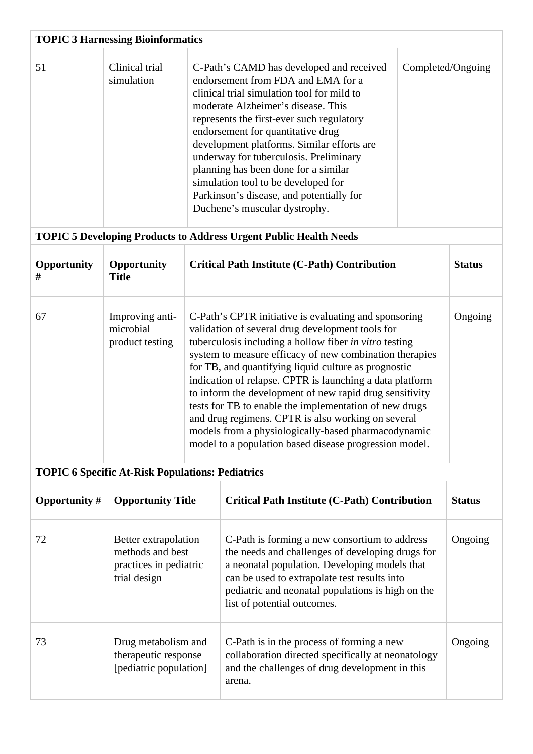**TOPIC 3 Harnessing Bioinformatics**

| | | | |
|---|---|---|---|
| 51 | Clinical trial simulation | C-Path's CAMD has developed and received endorsement from FDA and EMA for a clinical trial simulation tool for mild to moderate Alzheimer's disease. This represents the first-ever such regulatory endorsement for quantitative drug development platforms. Similar efforts are underway for tuberculosis. Preliminary planning has been done for a similar simulation tool to be developed for Parkinson's disease, and potentially for Duchene's muscular dystrophy. | Completed/Ongoing |

**TOPIC 5 Developing Products to Address Urgent Public Health Needs**

| Opportunity # | Opportunity Title | Critical Path Institute (C-Path) Contribution | Status |
|---|---|---|---|
| 67 | Improving anti-microbial product testing | C-Path's CPTR initiative is evaluating and sponsoring validation of several drug development tools for tuberculosis including a hollow fiber *in vitro* testing system to measure efficacy of new combination therapies for TB, and quantifying liquid culture as prognostic indication of relapse. CPTR is launching a data platform to inform the development of new rapid drug sensitivity tests for TB to enable the implementation of new drugs and drug regimens. CPTR is also working on several models from a physiologically-based pharmacodynamic model to a population based disease progression model. | Ongoing |

**TOPIC 6 Specific At-Risk Populations: Pediatrics**

| Opportunity # | Opportunity Title | Critical Path Institute (C-Path) Contribution | Status |
|---|---|---|---|
| 72 | Better extrapolation methods and best practices in pediatric trial design | C-Path is forming a new consortium to address the needs and challenges of developing drugs for a neonatal population. Developing models that can be used to extrapolate test results into pediatric and neonatal populations is high on the list of potential outcomes. | Ongoing |
| 73 | Drug metabolism and therapeutic response [pediatric population] | C-Path is in the process of forming a new collaboration directed specifically at neonatology and the challenges of drug development in this arena. | Ongoing |